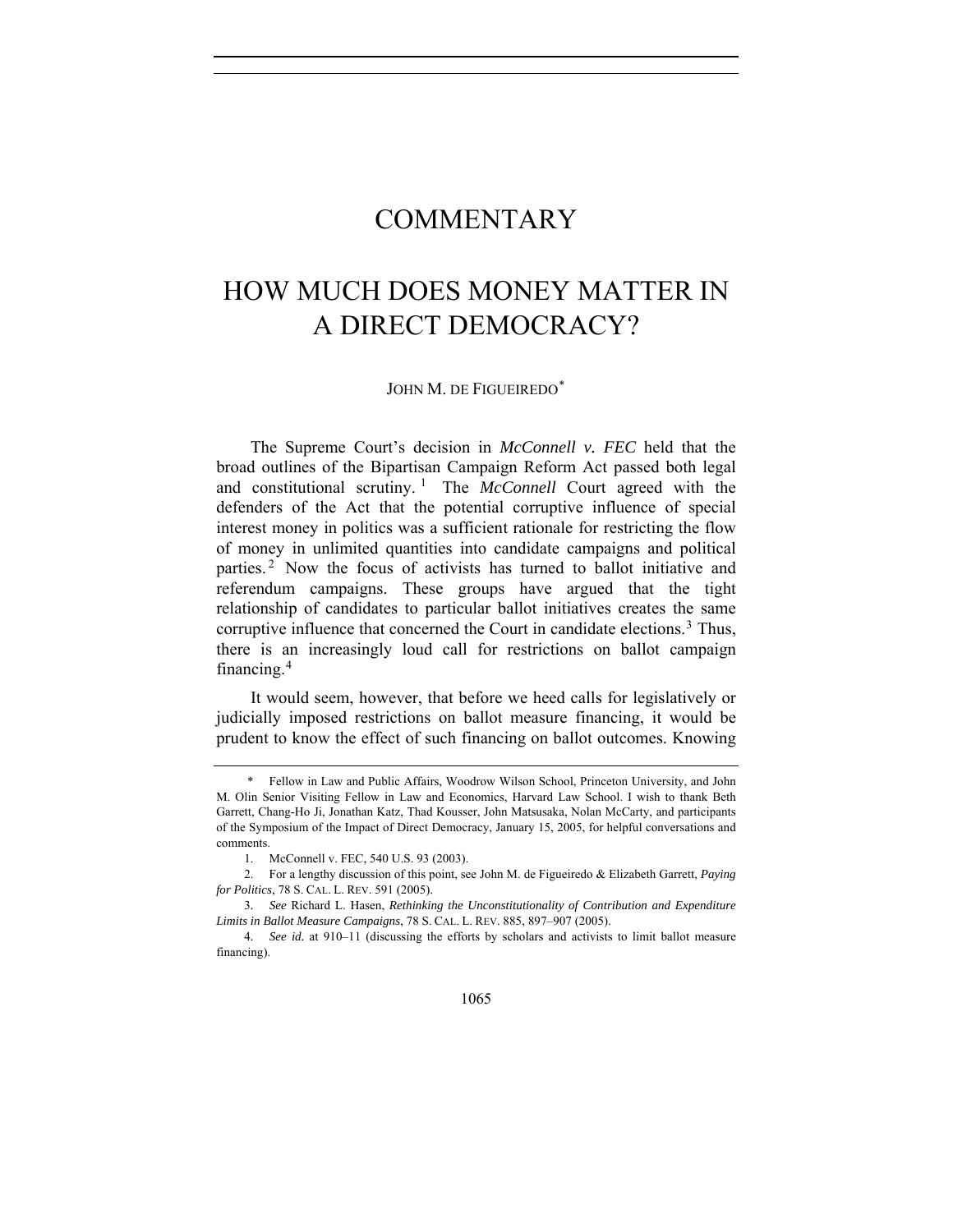# COMMENTARY

# HOW MUCH DOES MONEY MATTER IN A DIRECT DEMOCRACY?

JOHN M. DE FIGUEIREDO[*]

The Supreme Court's decision in *McConnell v. FEC* held that the broad outlines of the Bipartisan Campaign Reform Act passed both legal and constitutional scrutiny.[1] The *McConnell* Court agreed with the defenders of the Act that the potential corruptive influence of special interest money in politics was a sufficient rationale for restricting the flow of money in unlimited quantities into candidate campaigns and political parties.[2] Now the focus of activists has turned to ballot initiative and referendum campaigns. These groups have argued that the tight relationship of candidates to particular ballot initiatives creates the same corruptive influence that concerned the Court in candidate elections.[3] Thus, there is an increasingly loud call for restrictions on ballot campaign financing.[4]

It would seem, however, that before we heed calls for legislatively or judicially imposed restrictions on ballot measure financing, it would be prudent to know the effect of such financing on ballot outcomes. Knowing

---

\* Fellow in Law and Public Affairs, Woodrow Wilson School, Princeton University, and John M. Olin Senior Visiting Fellow in Law and Economics, Harvard Law School. I wish to thank Beth Garrett, Chang-Ho Ji, Jonathan Katz, Thad Kousser, John Matsusaka, Nolan McCarty, and participants of the Symposium of the Impact of Direct Democracy, January 15, 2005, for helpful conversations and comments.

1. McConnell v. FEC, 540 U.S. 93 (2003).

2. For a lengthy discussion of this point, see John M. de Figueiredo & Elizabeth Garrett, *Paying for Politics*, 78 S. CAL. L. REV. 591 (2005).

3. *See* Richard L. Hasen, *Rethinking the Unconstitutionality of Contribution and Expenditure Limits in Ballot Measure Campaigns*, 78 S. CAL. L. REV. 885, 897–907 (2005).

4. *See id.* at 910–11 (discussing the efforts by scholars and activists to limit ballot measure financing).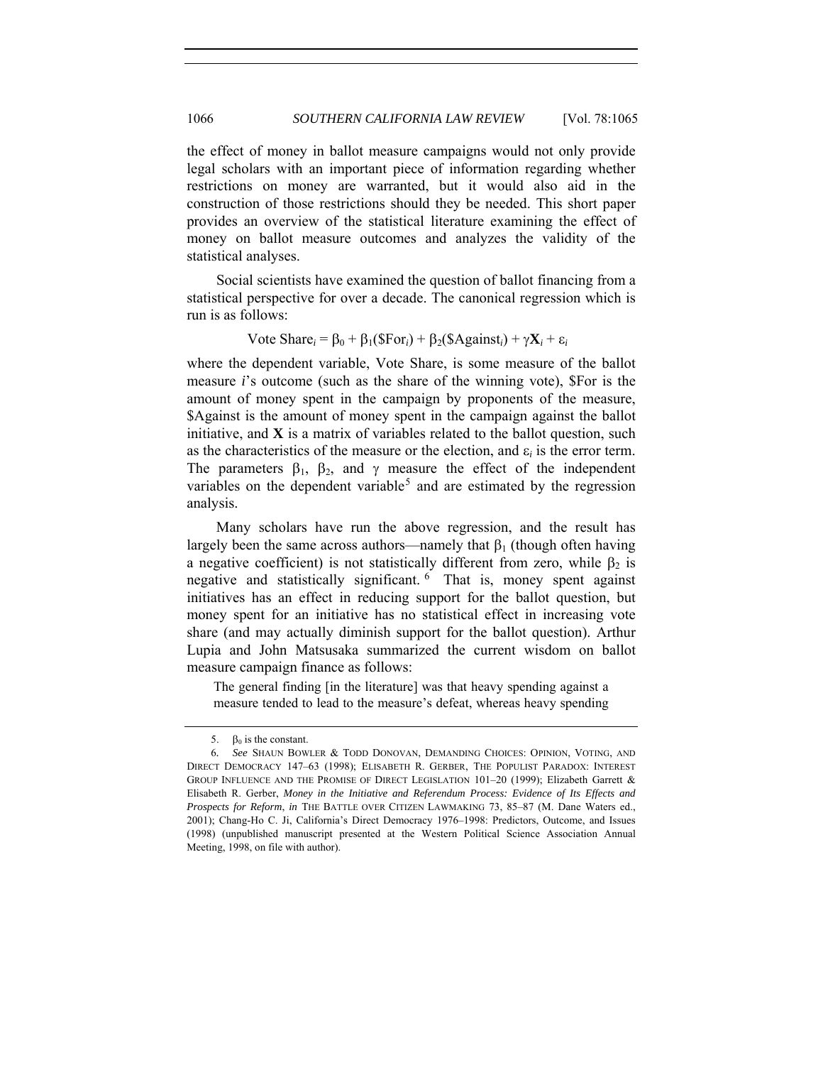the effect of money in ballot measure campaigns would not only provide legal scholars with an important piece of information regarding whether restrictions on money are warranted, but it would also aid in the construction of those restrictions should they be needed. This short paper provides an overview of the statistical literature examining the effect of money on ballot measure outcomes and analyzes the validity of the statistical analyses.

Social scientists have examined the question of ballot financing from a statistical perspective for over a decade. The canonical regression which is run is as follows:

$$\text{Vote Share}_i = \beta_0 + \beta_1(\$\text{For}_i) + \beta_2(\$\text{Against}_i) + \gamma\mathbf{X}_i + \varepsilon_i$$

where the dependent variable, Vote Share, is some measure of the ballot measure $i$'s outcome (such as the share of the winning vote), \$For is the amount of money spent in the campaign by proponents of the measure, \$Against is the amount of money spent in the campaign against the ballot initiative, and **X** is a matrix of variables related to the ballot question, such as the characteristics of the measure or the election, and $\varepsilon_i$ is the error term. The parameters $\beta_1$, $\beta_2$, and $\gamma$ measure the effect of the independent variables on the dependent variable[5] and are estimated by the regression analysis.

Many scholars have run the above regression, and the result has largely been the same across authors—namely that $\beta_1$ (though often having a negative coefficient) is not statistically different from zero, while $\beta_2$ is negative and statistically significant.[6] That is, money spent against initiatives has an effect in reducing support for the ballot question, but money spent for an initiative has no statistical effect in increasing vote share (and may actually diminish support for the ballot question). Arthur Lupia and John Matsusaka summarized the current wisdom on ballot measure campaign finance as follows:

> The general finding [in the literature] was that heavy spending against a measure tended to lead to the measure's defeat, whereas heavy spending

---

5. $\beta_0$ is the constant.

6. *See* SHAUN BOWLER & TODD DONOVAN, DEMANDING CHOICES: OPINION, VOTING, AND DIRECT DEMOCRACY 147–63 (1998); ELISABETH R. GERBER, THE POPULIST PARADOX: INTEREST GROUP INFLUENCE AND THE PROMISE OF DIRECT LEGISLATION 101–20 (1999); Elizabeth Garrett & Elisabeth R. Gerber, *Money in the Initiative and Referendum Process: Evidence of Its Effects and Prospects for Reform*, *in* THE BATTLE OVER CITIZEN LAWMAKING 73, 85–87 (M. Dane Waters ed., 2001); Chang-Ho C. Ji, California's Direct Democracy 1976–1998: Predictors, Outcome, and Issues (1998) (unpublished manuscript presented at the Western Political Science Association Annual Meeting, 1998, on file with author).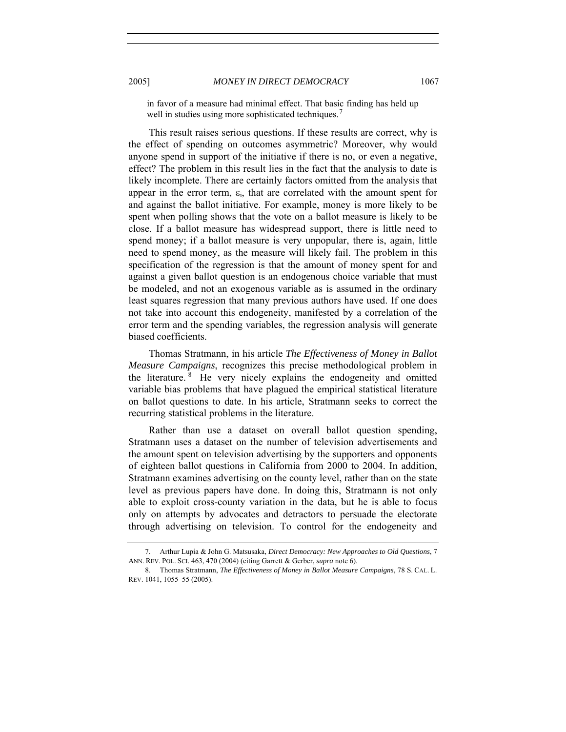in favor of a measure had minimal effect. That basic finding has held up well in studies using more sophisticated techniques.[7]

This result raises serious questions. If these results are correct, why is the effect of spending on outcomes asymmetric? Moreover, why would anyone spend in support of the initiative if there is no, or even a negative, effect? The problem in this result lies in the fact that the analysis to date is likely incomplete. There are certainly factors omitted from the analysis that appear in the error term, $\varepsilon_i$, that are correlated with the amount spent for and against the ballot initiative. For example, money is more likely to be spent when polling shows that the vote on a ballot measure is likely to be close. If a ballot measure has widespread support, there is little need to spend money; if a ballot measure is very unpopular, there is, again, little need to spend money, as the measure will likely fail. The problem in this specification of the regression is that the amount of money spent for and against a given ballot question is an endogenous choice variable that must be modeled, and not an exogenous variable as is assumed in the ordinary least squares regression that many previous authors have used. If one does not take into account this endogeneity, manifested by a correlation of the error term and the spending variables, the regression analysis will generate biased coefficients.

Thomas Stratmann, in his article *The Effectiveness of Money in Ballot Measure Campaigns*, recognizes this precise methodological problem in the literature.[8] He very nicely explains the endogeneity and omitted variable bias problems that have plagued the empirical statistical literature on ballot questions to date. In his article, Stratmann seeks to correct the recurring statistical problems in the literature.

Rather than use a dataset on overall ballot question spending, Stratmann uses a dataset on the number of television advertisements and the amount spent on television advertising by the supporters and opponents of eighteen ballot questions in California from 2000 to 2004. In addition, Stratmann examines advertising on the county level, rather than on the state level as previous papers have done. In doing this, Stratmann is not only able to exploit cross-county variation in the data, but he is able to focus only on attempts by advocates and detractors to persuade the electorate through advertising on television. To control for the endogeneity and

---

7. Arthur Lupia & John G. Matsusaka, *Direct Democracy: New Approaches to Old Questions*, 7 ANN. REV. POL. SCI. 463, 470 (2004) (citing Garrett & Gerber, *supra* note 6).

8. Thomas Stratmann, *The Effectiveness of Money in Ballot Measure Campaigns*, 78 S. CAL. L. REV. 1041, 1055–55 (2005).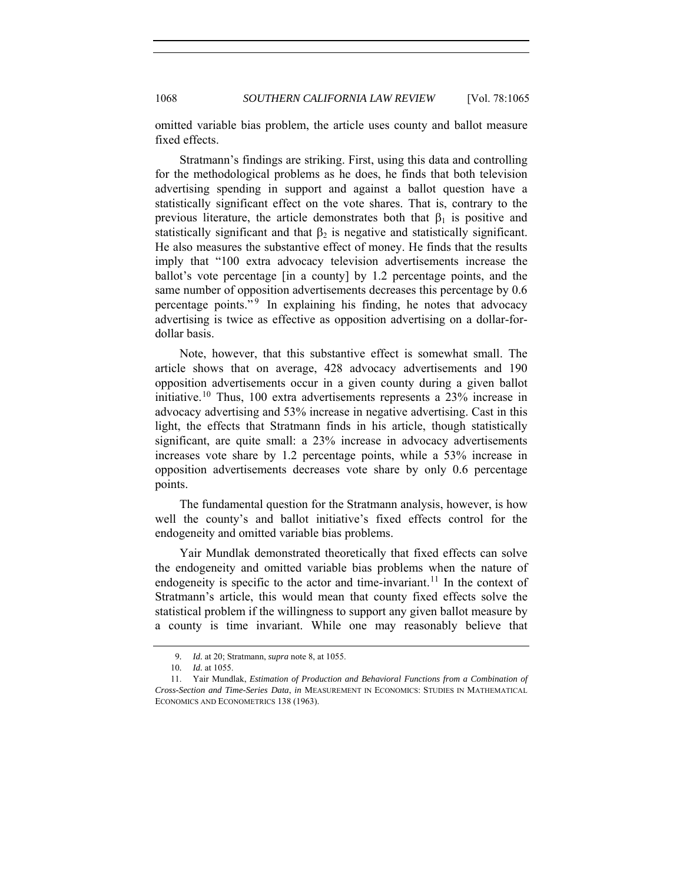omitted variable bias problem, the article uses county and ballot measure fixed effects.

Stratmann's findings are striking. First, using this data and controlling for the methodological problems as he does, he finds that both television advertising spending in support and against a ballot question have a statistically significant effect on the vote shares. That is, contrary to the previous literature, the article demonstrates both that $\beta_1$ is positive and statistically significant and that $\beta_2$ is negative and statistically significant. He also measures the substantive effect of money. He finds that the results imply that "100 extra advocacy television advertisements increase the ballot's vote percentage [in a county] by 1.2 percentage points, and the same number of opposition advertisements decreases this percentage by 0.6 percentage points."[9] In explaining his finding, he notes that advocacy advertising is twice as effective as opposition advertising on a dollar-for-dollar basis.

Note, however, that this substantive effect is somewhat small. The article shows that on average, 428 advocacy advertisements and 190 opposition advertisements occur in a given county during a given ballot initiative.[10] Thus, 100 extra advertisements represents a 23% increase in advocacy advertising and 53% increase in negative advertising. Cast in this light, the effects that Stratmann finds in his article, though statistically significant, are quite small: a 23% increase in advocacy advertisements increases vote share by 1.2 percentage points, while a 53% increase in opposition advertisements decreases vote share by only 0.6 percentage points.

The fundamental question for the Stratmann analysis, however, is how well the county's and ballot initiative's fixed effects control for the endogeneity and omitted variable bias problems.

Yair Mundlak demonstrated theoretically that fixed effects can solve the endogeneity and omitted variable bias problems when the nature of endogeneity is specific to the actor and time-invariant.[11] In the context of Stratmann's article, this would mean that county fixed effects solve the statistical problem if the willingness to support any given ballot measure by a county is time invariant. While one may reasonably believe that

---

9. *Id.* at 20; Stratmann, *supra* note 8, at 1055.

10. *Id.* at 1055.

11. Yair Mundlak, *Estimation of Production and Behavioral Functions from a Combination of Cross-Section and Time-Series Data*, *in* MEASUREMENT IN ECONOMICS: STUDIES IN MATHEMATICAL ECONOMICS AND ECONOMETRICS 138 (1963).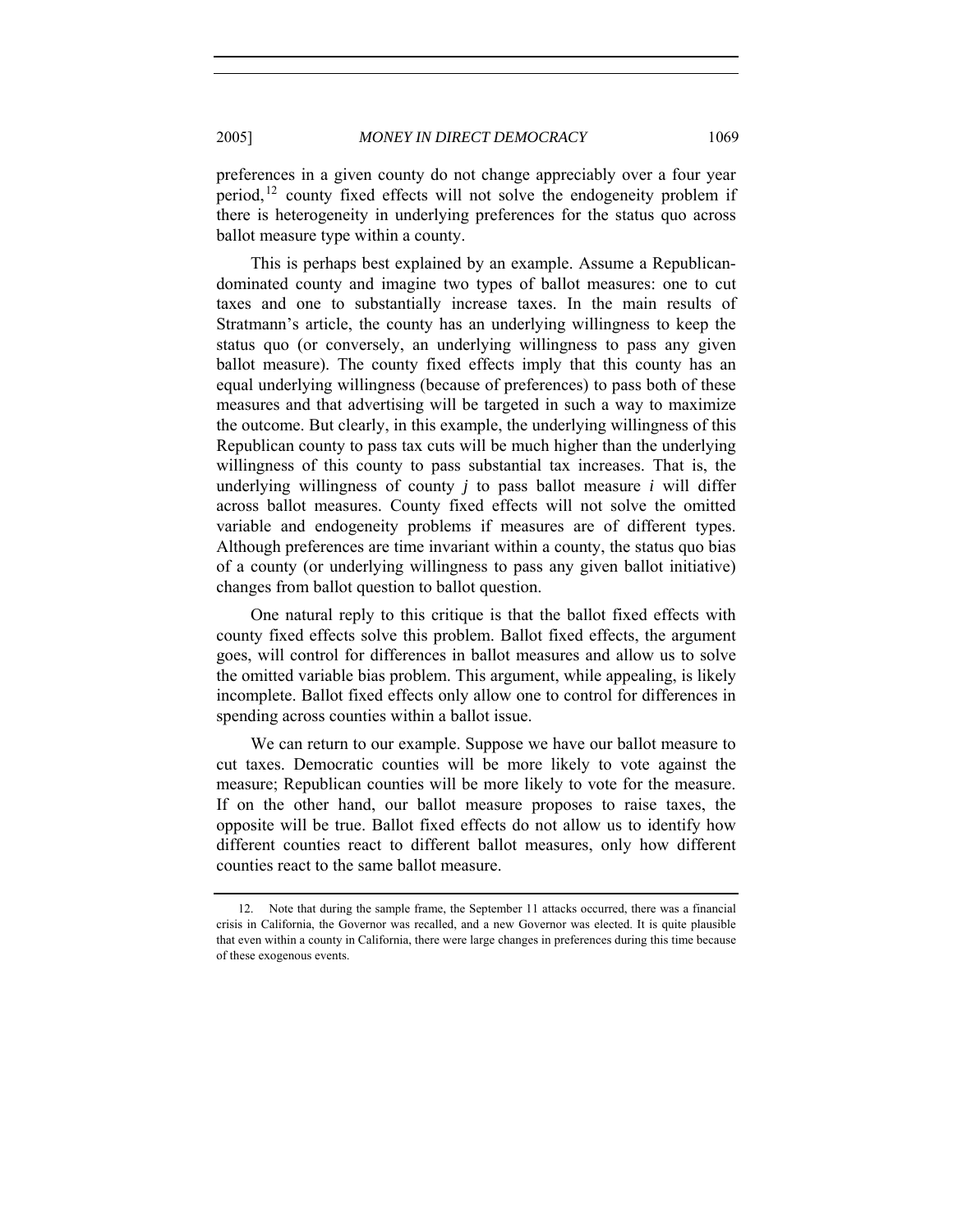preferences in a given county do not change appreciably over a four year period,[12] county fixed effects will not solve the endogeneity problem if there is heterogeneity in underlying preferences for the status quo across ballot measure type within a county.

This is perhaps best explained by an example. Assume a Republican-dominated county and imagine two types of ballot measures: one to cut taxes and one to substantially increase taxes. In the main results of Stratmann's article, the county has an underlying willingness to keep the status quo (or conversely, an underlying willingness to pass any given ballot measure). The county fixed effects imply that this county has an equal underlying willingness (because of preferences) to pass both of these measures and that advertising will be targeted in such a way to maximize the outcome. But clearly, in this example, the underlying willingness of this Republican county to pass tax cuts will be much higher than the underlying willingness of this county to pass substantial tax increases. That is, the underlying willingness of county $j$ to pass ballot measure $i$ will differ across ballot measures. County fixed effects will not solve the omitted variable and endogeneity problems if measures are of different types. Although preferences are time invariant within a county, the status quo bias of a county (or underlying willingness to pass any given ballot initiative) changes from ballot question to ballot question.

One natural reply to this critique is that the ballot fixed effects with county fixed effects solve this problem. Ballot fixed effects, the argument goes, will control for differences in ballot measures and allow us to solve the omitted variable bias problem. This argument, while appealing, is likely incomplete. Ballot fixed effects only allow one to control for differences in spending across counties within a ballot issue.

We can return to our example. Suppose we have our ballot measure to cut taxes. Democratic counties will be more likely to vote against the measure; Republican counties will be more likely to vote for the measure. If on the other hand, our ballot measure proposes to raise taxes, the opposite will be true. Ballot fixed effects do not allow us to identify how different counties react to different ballot measures, only how different counties react to the same ballot measure.

12. Note that during the sample frame, the September 11 attacks occurred, there was a financial crisis in California, the Governor was recalled, and a new Governor was elected. It is quite plausible that even within a county in California, there were large changes in preferences during this time because of these exogenous events.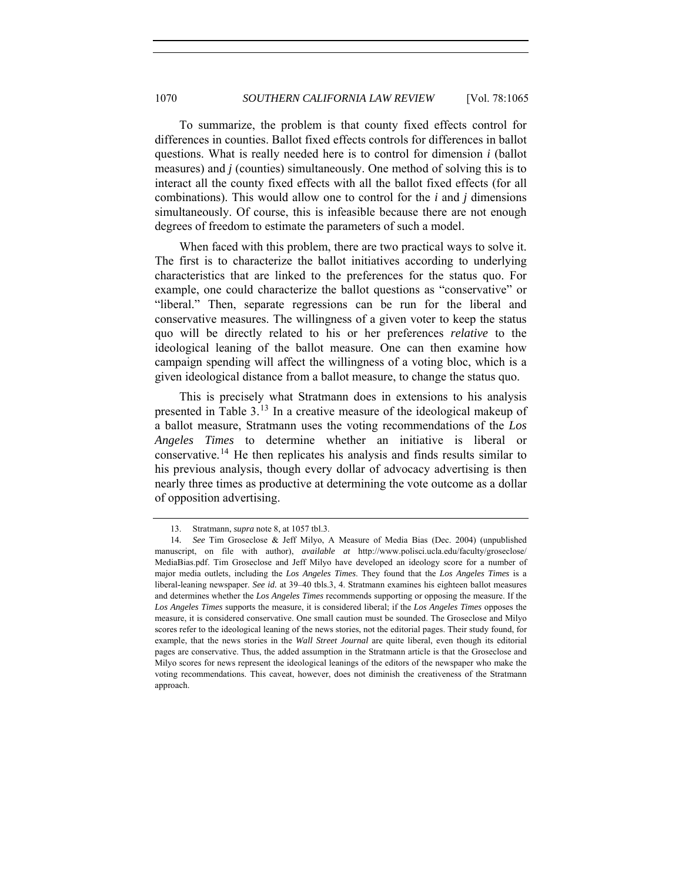To summarize, the problem is that county fixed effects control for differences in counties. Ballot fixed effects controls for differences in ballot questions. What is really needed here is to control for dimension $i$ (ballot measures) and $j$ (counties) simultaneously. One method of solving this is to interact all the county fixed effects with all the ballot fixed effects (for all combinations). This would allow one to control for the $i$ and $j$ dimensions simultaneously. Of course, this is infeasible because there are not enough degrees of freedom to estimate the parameters of such a model.

When faced with this problem, there are two practical ways to solve it. The first is to characterize the ballot initiatives according to underlying characteristics that are linked to the preferences for the status quo. For example, one could characterize the ballot questions as "conservative" or "liberal." Then, separate regressions can be run for the liberal and conservative measures. The willingness of a given voter to keep the status quo will be directly related to his or her preferences *relative* to the ideological leaning of the ballot measure. One can then examine how campaign spending will affect the willingness of a voting bloc, which is a given ideological distance from a ballot measure, to change the status quo.

This is precisely what Stratmann does in extensions to his analysis presented in Table 3.[13] In a creative measure of the ideological makeup of a ballot measure, Stratmann uses the voting recommendations of the *Los Angeles Times* to determine whether an initiative is liberal or conservative.[14] He then replicates his analysis and finds results similar to his previous analysis, though every dollar of advocacy advertising is then nearly three times as productive at determining the vote outcome as a dollar of opposition advertising.

---

13. Stratmann, *supra* note 8, at 1057 tbl.3.

14. *See* Tim Groseclose & Jeff Milyo, A Measure of Media Bias (Dec. 2004) (unpublished manuscript, on file with author), *available at* http://www.polisci.ucla.edu/faculty/groseclose/MediaBias.pdf. Tim Groseclose and Jeff Milyo have developed an ideology score for a number of major media outlets, including the *Los Angeles Times*. They found that the *Los Angeles Times* is a liberal-leaning newspaper. *See id.* at 39–40 tbls.3, 4. Stratmann examines his eighteen ballot measures and determines whether the *Los Angeles Times* recommends supporting or opposing the measure. If the *Los Angeles Times* supports the measure, it is considered liberal; if the *Los Angeles Times* opposes the measure, it is considered conservative. One small caution must be sounded. The Groseclose and Milyo scores refer to the ideological leaning of the news stories, not the editorial pages. Their study found, for example, that the news stories in the *Wall Street Journal* are quite liberal, even though its editorial pages are conservative. Thus, the added assumption in the Stratmann article is that the Groseclose and Milyo scores for news represent the ideological leanings of the editors of the newspaper who make the voting recommendations. This caveat, however, does not diminish the creativeness of the Stratmann approach.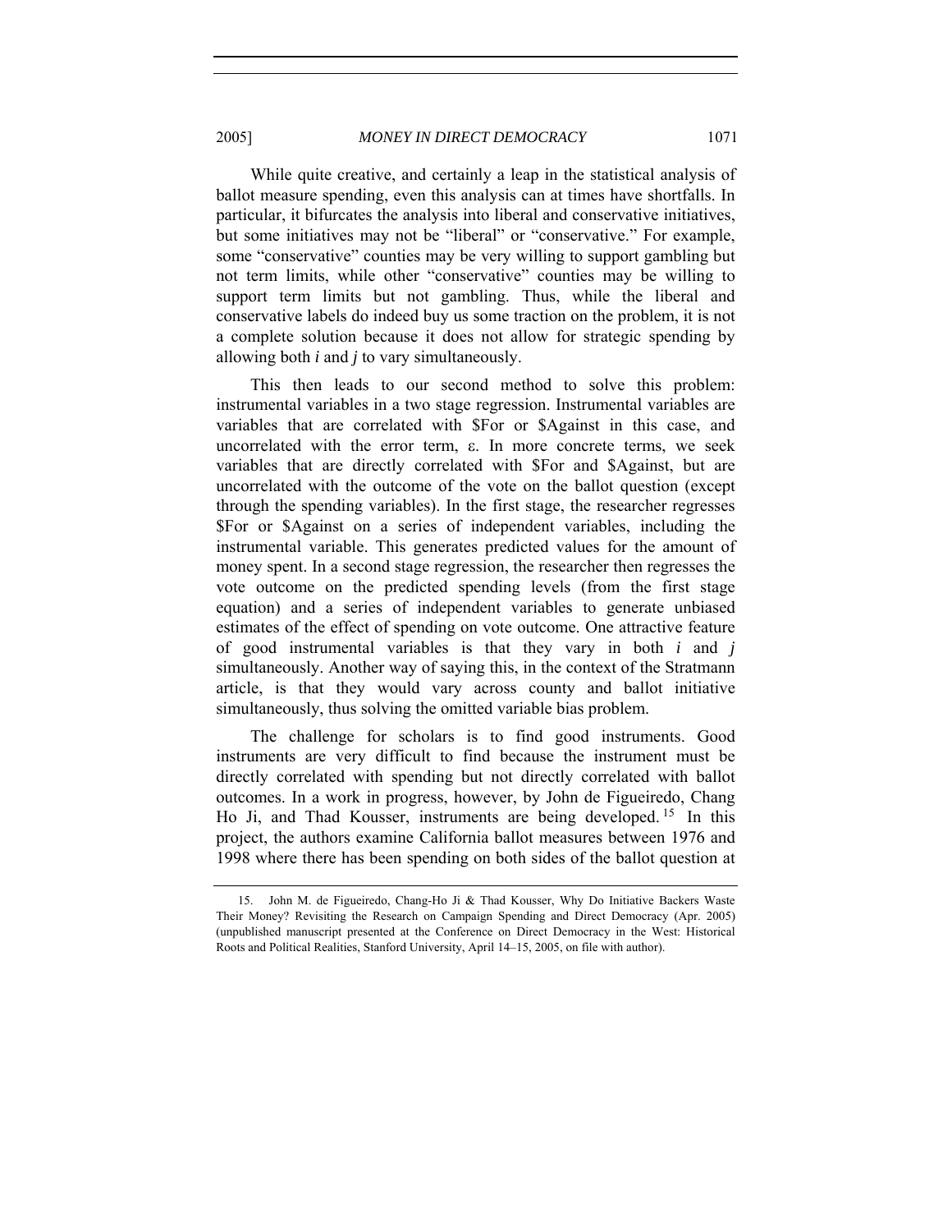While quite creative, and certainly a leap in the statistical analysis of ballot measure spending, even this analysis can at times have shortfalls. In particular, it bifurcates the analysis into liberal and conservative initiatives, but some initiatives may not be "liberal" or "conservative." For example, some "conservative" counties may be very willing to support gambling but not term limits, while other "conservative" counties may be willing to support term limits but not gambling. Thus, while the liberal and conservative labels do indeed buy us some traction on the problem, it is not a complete solution because it does not allow for strategic spending by allowing both $i$ and $j$ to vary simultaneously.

This then leads to our second method to solve this problem: instrumental variables in a two stage regression. Instrumental variables are variables that are correlated with $For or $Against in this case, and uncorrelated with the error term, $\varepsilon$. In more concrete terms, we seek variables that are directly correlated with $For and $Against, but are uncorrelated with the outcome of the vote on the ballot question (except through the spending variables). In the first stage, the researcher regresses $For or $Against on a series of independent variables, including the instrumental variable. This generates predicted values for the amount of money spent. In a second stage regression, the researcher then regresses the vote outcome on the predicted spending levels (from the first stage equation) and a series of independent variables to generate unbiased estimates of the effect of spending on vote outcome. One attractive feature of good instrumental variables is that they vary in both $i$ and $j$ simultaneously. Another way of saying this, in the context of the Stratmann article, is that they would vary across county and ballot initiative simultaneously, thus solving the omitted variable bias problem.

The challenge for scholars is to find good instruments. Good instruments are very difficult to find because the instrument must be directly correlated with spending but not directly correlated with ballot outcomes. In a work in progress, however, by John de Figueiredo, Chang Ho Ji, and Thad Kousser, instruments are being developed.[15] In this project, the authors examine California ballot measures between 1976 and 1998 where there has been spending on both sides of the ballot question at

15. John M. de Figueiredo, Chang-Ho Ji & Thad Kousser, Why Do Initiative Backers Waste Their Money? Revisiting the Research on Campaign Spending and Direct Democracy (Apr. 2005) (unpublished manuscript presented at the Conference on Direct Democracy in the West: Historical Roots and Political Realities, Stanford University, April 14–15, 2005, on file with author).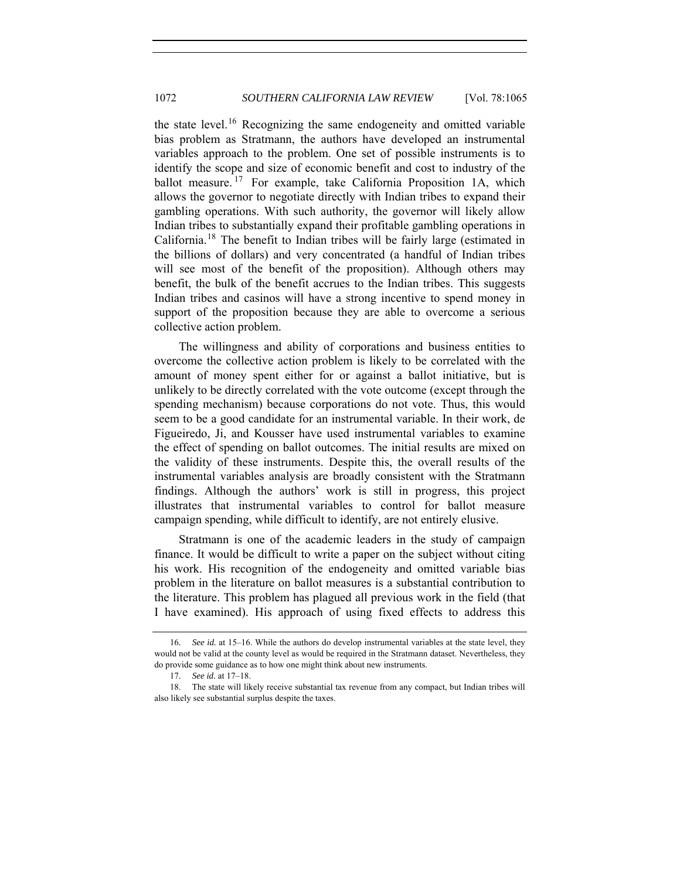the state level.[16] Recognizing the same endogeneity and omitted variable bias problem as Stratmann, the authors have developed an instrumental variables approach to the problem. One set of possible instruments is to identify the scope and size of economic benefit and cost to industry of the ballot measure.[17] For example, take California Proposition 1A, which allows the governor to negotiate directly with Indian tribes to expand their gambling operations. With such authority, the governor will likely allow Indian tribes to substantially expand their profitable gambling operations in California.[18] The benefit to Indian tribes will be fairly large (estimated in the billions of dollars) and very concentrated (a handful of Indian tribes will see most of the benefit of the proposition). Although others may benefit, the bulk of the benefit accrues to the Indian tribes. This suggests Indian tribes and casinos will have a strong incentive to spend money in support of the proposition because they are able to overcome a serious collective action problem.

The willingness and ability of corporations and business entities to overcome the collective action problem is likely to be correlated with the amount of money spent either for or against a ballot initiative, but is unlikely to be directly correlated with the vote outcome (except through the spending mechanism) because corporations do not vote. Thus, this would seem to be a good candidate for an instrumental variable. In their work, de Figueiredo, Ji, and Kousser have used instrumental variables to examine the effect of spending on ballot outcomes. The initial results are mixed on the validity of these instruments. Despite this, the overall results of the instrumental variables analysis are broadly consistent with the Stratmann findings. Although the authors' work is still in progress, this project illustrates that instrumental variables to control for ballot measure campaign spending, while difficult to identify, are not entirely elusive.

Stratmann is one of the academic leaders in the study of campaign finance. It would be difficult to write a paper on the subject without citing his work. His recognition of the endogeneity and omitted variable bias problem in the literature on ballot measures is a substantial contribution to the literature. This problem has plagued all previous work in the field (that I have examined). His approach of using fixed effects to address this

---

16. *See id.* at 15–16. While the authors do develop instrumental variables at the state level, they would not be valid at the county level as would be required in the Stratmann dataset. Nevertheless, they do provide some guidance as to how one might think about new instruments.

17. *See id.* at 17–18.

18. The state will likely receive substantial tax revenue from any compact, but Indian tribes will also likely see substantial surplus despite the taxes.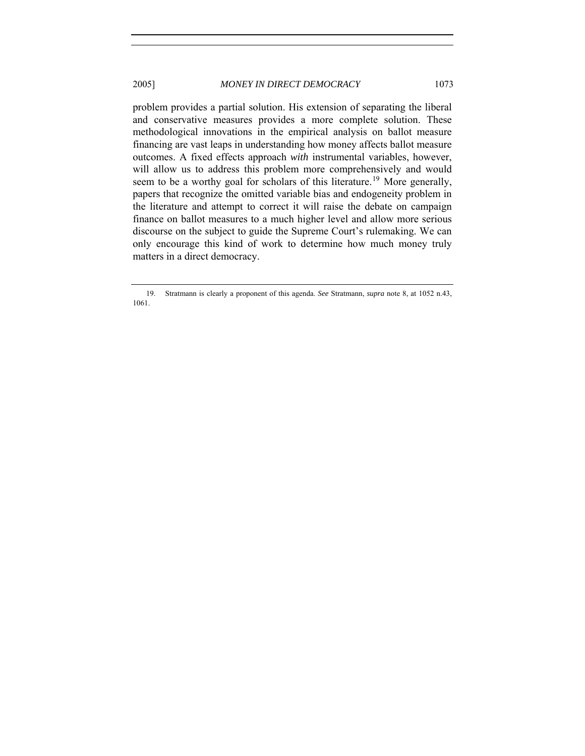problem provides a partial solution. His extension of separating the liberal and conservative measures provides a more complete solution. These methodological innovations in the empirical analysis on ballot measure financing are vast leaps in understanding how money affects ballot measure outcomes. A fixed effects approach *with* instrumental variables, however, will allow us to address this problem more comprehensively and would seem to be a worthy goal for scholars of this literature.[19] More generally, papers that recognize the omitted variable bias and endogeneity problem in the literature and attempt to correct it will raise the debate on campaign finance on ballot measures to a much higher level and allow more serious discourse on the subject to guide the Supreme Court's rulemaking. We can only encourage this kind of work to determine how much money truly matters in a direct democracy.

---

19. Stratmann is clearly a proponent of this agenda. *See* Stratmann, *supra* note 8, at 1052 n.43, 1061.